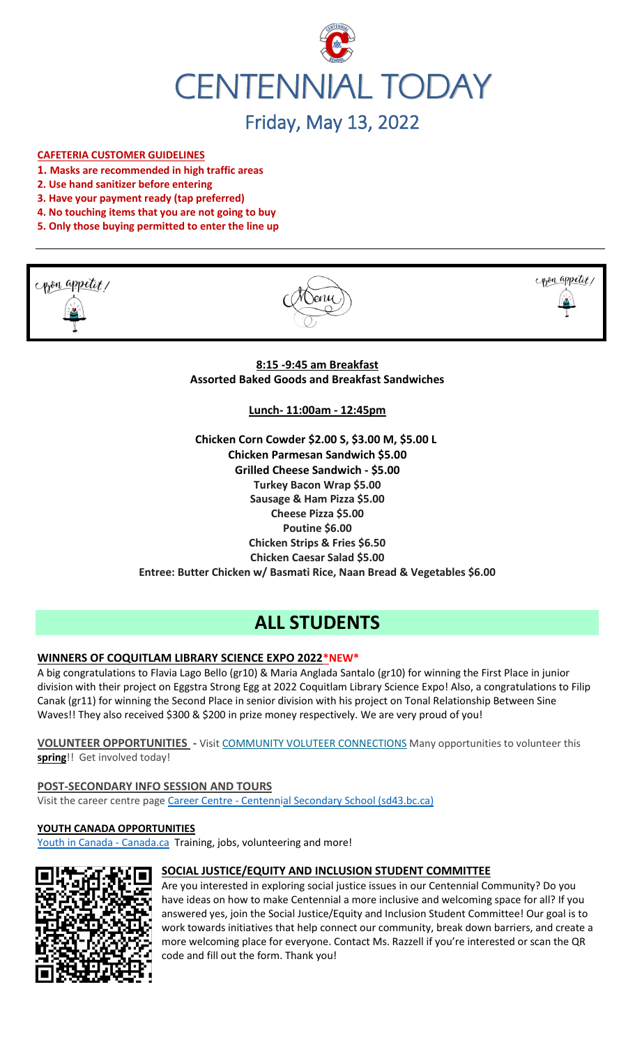# CENTENNIAL TODAY

## Friday, May 13, 2022

**CAFETERIA CUSTOMER GUIDELINES**

1. **Masks are recommended in high traffic areas**
2. **Use hand sanitizer before entering**
3. **Have your payment ready (tap preferred)**
4. **No touching items that you are not going to buy**
5. **Only those buying permitted to enter the line up**

Bon appetit! Menu Bon appetit!

**8:15 -9:45 am Breakfast**
**Assorted Baked Goods and Breakfast Sandwiches**

**Lunch- 11:00am - 12:45pm**

**Chicken Corn Cowder $2.00 S, $3.00 M, $5.00 L**
**Chicken Parmesan Sandwich $5.00**
**Grilled Cheese Sandwich - $5.00**
**Turkey Bacon Wrap $5.00**
**Sausage & Ham Pizza $5.00**
**Cheese Pizza $5.00**
**Poutine $6.00**
**Chicken Strips & Fries $6.50**
**Chicken Caesar Salad $5.00**
**Entree: Butter Chicken w/ Basmati Rice, Naan Bread & Vegetables $6.00**

# ALL STUDENTS

**WINNERS OF COQUITLAM LIBRARY SCIENCE EXPO 2022*NEW***

A big congratulations to Flavia Lago Bello (gr10) & Maria Anglada Santalo (gr10) for winning the First Place in junior division with their project on Eggstra Strong Egg at 2022 Coquitlam Library Science Expo! Also, a congratulations to Filip Canak (gr11) for winning the Second Place in senior division with his project on Tonal Relationship Between Sine Waves!! They also received $300 & $200 in prize money respectively. We are very proud of you!

**VOLUNTEER OPPORTUNITIES** - Visit COMMUNITY VOLUTEER CONNECTIONS Many opportunities to volunteer this **spring**!! Get involved today!

**POST-SECONDARY INFO SESSION AND TOURS**
Visit the career centre page Career Centre - Centennial Secondary School (sd43.bc.ca)

**YOUTH CANADA OPPORTUNITIES**
Youth in Canada - Canada.ca Training, jobs, volunteering and more!

**SOCIAL JUSTICE/EQUITY AND INCLUSION STUDENT COMMITTEE**

Are you interested in exploring social justice issues in our Centennial Community? Do you have ideas on how to make Centennial a more inclusive and welcoming space for all? If you answered yes, join the Social Justice/Equity and Inclusion Student Committee! Our goal is to work towards initiatives that help connect our community, break down barriers, and create a more welcoming place for everyone. Contact Ms. Razzell if you're interested or scan the QR code and fill out the form. Thank you!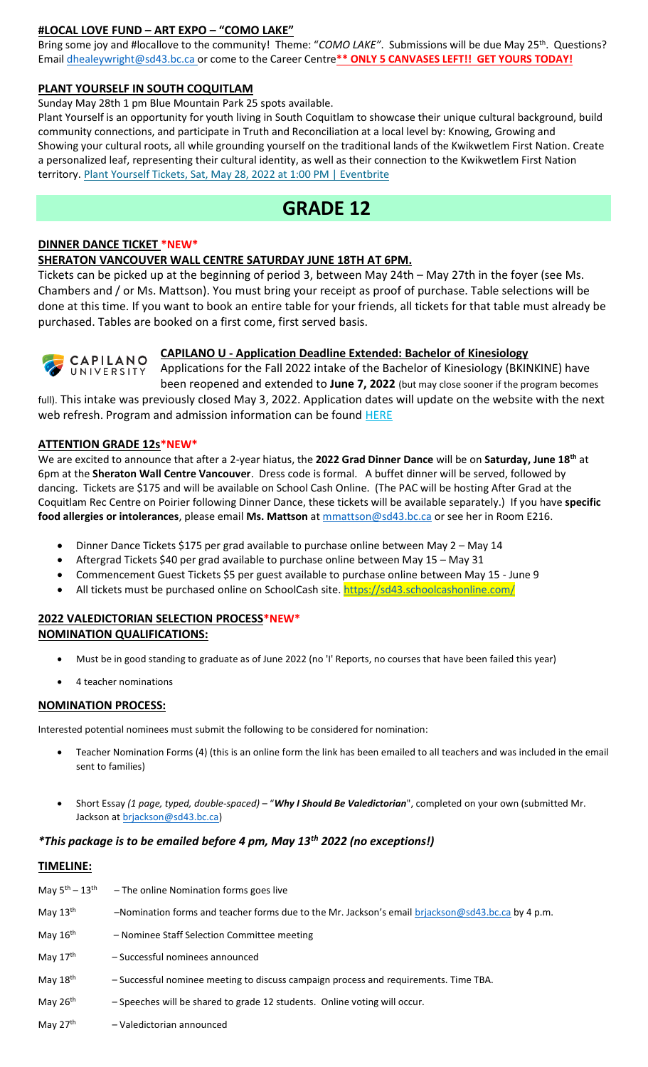## #LOCAL LOVE FUND – ART EXPO – "COMO LAKE"

Bring some joy and #locallove to the community! Theme: "*COMO LAKE"*. Submissions will be due May 25th. Questions? Email dhealeywright@sd43.bc.ca or come to the Career Centre**\*\* ONLY 5 CANVASES LEFT!! GET YOURS TODAY!**

## PLANT YOURSELF IN SOUTH COQUITLAM

Sunday May 28th 1 pm Blue Mountain Park 25 spots available.

Plant Yourself is an opportunity for youth living in South Coquitlam to showcase their unique cultural background, build community connections, and participate in Truth and Reconciliation at a local level by: Knowing, Growing and Showing your cultural roots, all while grounding yourself on the traditional lands of the Kwikwetlem First Nation. Create a personalized leaf, representing their cultural identity, as well as their connection to the Kwikwetlem First Nation territory. Plant Yourself Tickets, Sat, May 28, 2022 at 1:00 PM | Eventbrite

# GRADE 12

## DINNER DANCE TICKET *NEW*

### SHERATON VANCOUVER WALL CENTRE SATURDAY JUNE 18TH AT 6PM.

Tickets can be picked up at the beginning of period 3, between May 24th – May 27th in the foyer (see Ms. Chambers and / or Ms. Mattson). You must bring your receipt as proof of purchase. Table selections will be done at this time. If you want to book an entire table for your friends, all tickets for that table must already be purchased. Tables are booked on a first come, first served basis.

## CAPILANO U - Application Deadline Extended: Bachelor of Kinesiology

Applications for the Fall 2022 intake of the Bachelor of Kinesiology (BKINKINE) have been reopened and extended to **June 7, 2022** (but may close sooner if the program becomes full). This intake was previously closed May 3, 2022. Application dates will update on the website with the next web refresh. Program and admission information can be found HERE

## ATTENTION GRADE 12s*NEW*

We are excited to announce that after a 2-year hiatus, the **2022 Grad Dinner Dance** will be on **Saturday, June 18th** at 6pm at the **Sheraton Wall Centre Vancouver**. Dress code is formal. A buffet dinner will be served, followed by dancing. Tickets are $175 and will be available on School Cash Online. (The PAC will be hosting After Grad at the Coquitlam Rec Centre on Poirier following Dinner Dance, these tickets will be available separately.) If you have **specific food allergies or intolerances**, please email **Ms. Mattson** at mmattson@sd43.bc.ca or see her in Room E216.

- Dinner Dance Tickets $175 per grad available to purchase online between May 2 – May 14
- Aftergrad Tickets $40 per grad available to purchase online between May 15 – May 31
- Commencement Guest Tickets $5 per guest available to purchase online between May 15 - June 9
- All tickets must be purchased online on SchoolCash site. https://sd43.schoolcashonline.com/

## 2022 VALEDICTORIAN SELECTION PROCESS*NEW*

### NOMINATION QUALIFICATIONS:

- Must be in good standing to graduate as of June 2022 (no 'I' Reports, no courses that have been failed this year)
- 4 teacher nominations

### NOMINATION PROCESS:

Interested potential nominees must submit the following to be considered for nomination:

- Teacher Nomination Forms (4) (this is an online form the link has been emailed to all teachers and was included in the email sent to families)
- Short Essay *(1 page, typed, double-spaced)* – "***Why I Should Be Valedictorian***", completed on your own (submitted Mr. Jackson at brjackson@sd43.bc.ca)

***\*This package is to be emailed before 4 pm, May 13th 2022 (no exceptions!)***

### TIMELINE:

- May 5th – 13th – The online Nomination forms goes live
- May 13th –Nomination forms and teacher forms due to the Mr. Jackson's email brjackson@sd43.bc.ca by 4 p.m.
- May 16th – Nominee Staff Selection Committee meeting
- May 17th – Successful nominees announced
- May 18th – Successful nominee meeting to discuss campaign process and requirements. Time TBA.
- May 26th – Speeches will be shared to grade 12 students. Online voting will occur.
- May 27th – Valedictorian announced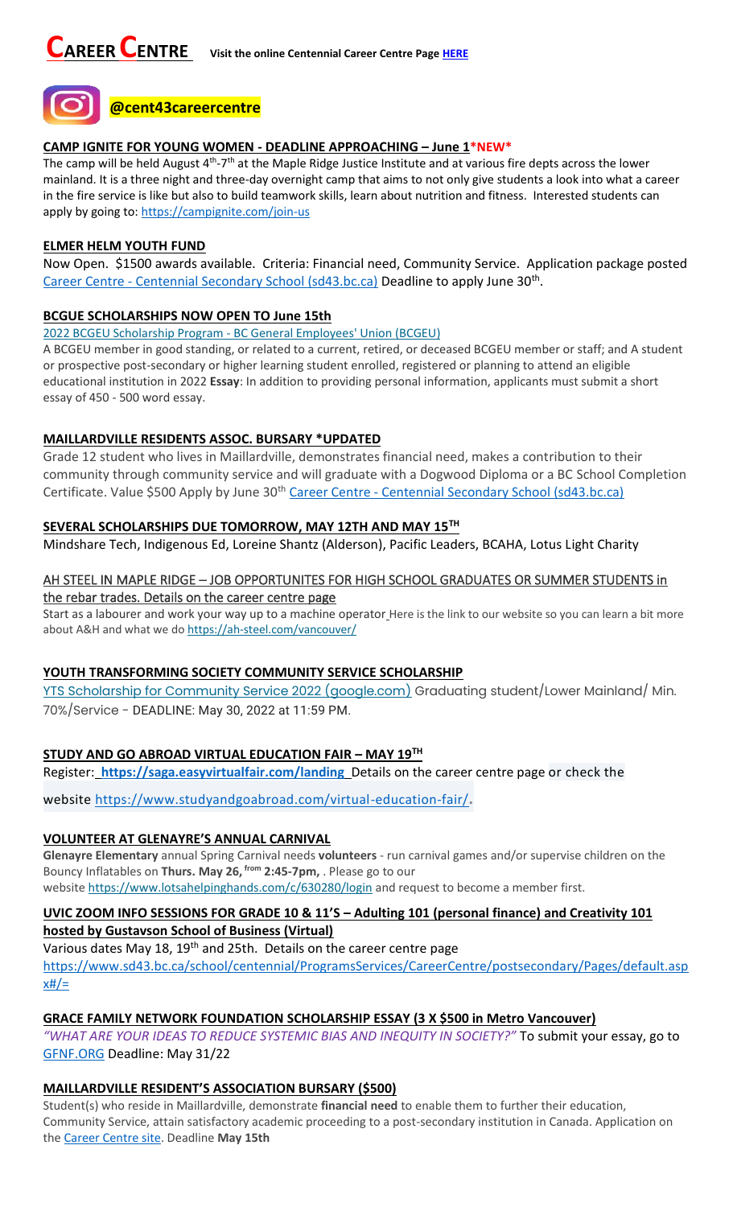# CAREER CENTRE

**Visit the online Centennial Career Centre Page HERE**

**@cent43careercentre**

## CAMP IGNITE FOR YOUNG WOMEN - DEADLINE APPROACHING – June 1*NEW*

The camp will be held August 4th-7th at the Maple Ridge Justice Institute and at various fire depts across the lower mainland. It is a three night and three-day overnight camp that aims to not only give students a look into what a career in the fire service is like but also to build teamwork skills, learn about nutrition and fitness. Interested students can apply by going to: https://campignite.com/join-us

## ELMER HELM YOUTH FUND

Now Open. $1500 awards available. Criteria: Financial need, Community Service. Application package posted Career Centre - Centennial Secondary School (sd43.bc.ca) Deadline to apply June 30th.

## BCGUE SCHOLARSHIPS NOW OPEN TO June 15th

2022 BCGEU Scholarship Program - BC General Employees' Union (BCGEU)

A BCGEU member in good standing, or related to a current, retired, or deceased BCGEU member or staff; and A student or prospective post-secondary or higher learning student enrolled, registered or planning to attend an eligible educational institution in 2022 **Essay**: In addition to providing personal information, applicants must submit a short essay of 450 - 500 word essay.

## MAILLARDVILLE RESIDENTS ASSOC. BURSARY *UPDATED

Grade 12 student who lives in Maillardville, demonstrates financial need, makes a contribution to their community through community service and will graduate with a Dogwood Diploma or a BC School Completion Certificate. Value $500 Apply by June 30th Career Centre - Centennial Secondary School (sd43.bc.ca)

## SEVERAL SCHOLARSHIPS DUE TOMORROW, MAY 12TH AND MAY 15TH

Mindshare Tech, Indigenous Ed, Loreine Shantz (Alderson), Pacific Leaders, BCAHA, Lotus Light Charity

## AH STEEL IN MAPLE RIDGE – JOB OPPORTUNITES FOR HIGH SCHOOL GRADUATES OR SUMMER STUDENTS in the rebar trades. Details on the career centre page

Start as a labourer and work your way up to a machine operator Here is the link to our website so you can learn a bit more about A&H and what we do https://ah-steel.com/vancouver/

## YOUTH TRANSFORMING SOCIETY COMMUNITY SERVICE SCHOLARSHIP

YTS Scholarship for Community Service 2022 (google.com) Graduating student/Lower Mainland/ Min. 70%/Service - DEADLINE: May 30, 2022 at 11:59 PM.

## STUDY AND GO ABROAD VIRTUAL EDUCATION FAIR – MAY 19TH

Register: **https://saga.easyvirtualfair.com/landing** Details on the career centre page or check the website https://www.studyandgoabroad.com/virtual-education-fair/.

## VOLUNTEER AT GLENAYRE'S ANNUAL CARNIVAL

**Glenayre Elementary** annual Spring Carnival needs **volunteers** - run carnival games and/or supervise children on the Bouncy Inflatables on **Thurs. May 26, from 2:45-7pm,** . Please go to our website https://www.lotsahelpinghands.com/c/630280/login and request to become a member first.

## UVIC ZOOM INFO SESSIONS FOR GRADE 10 & 11'S – Adulting 101 (personal finance) and Creativity 101 hosted by Gustavson School of Business (Virtual)

Various dates May 18, 19th and 25th. Details on the career centre page https://www.sd43.bc.ca/school/centennial/ProgramsServices/CareerCentre/postsecondary/Pages/default.aspx#/=

## GRACE FAMILY NETWORK FOUNDATION SCHOLARSHIP ESSAY (3 X $500 in Metro Vancouver)

*"WHAT ARE YOUR IDEAS TO REDUCE SYSTEMIC BIAS AND INEQUITY IN SOCIETY?"* To submit your essay, go to GFNF.ORG Deadline: May 31/22

## MAILLARDVILLE RESIDENT'S ASSOCIATION BURSARY ($500)

Student(s) who reside in Maillardville, demonstrate **financial need** to enable them to further their education, Community Service, attain satisfactory academic proceeding to a post-secondary institution in Canada. Application on the Career Centre site. Deadline **May 15th**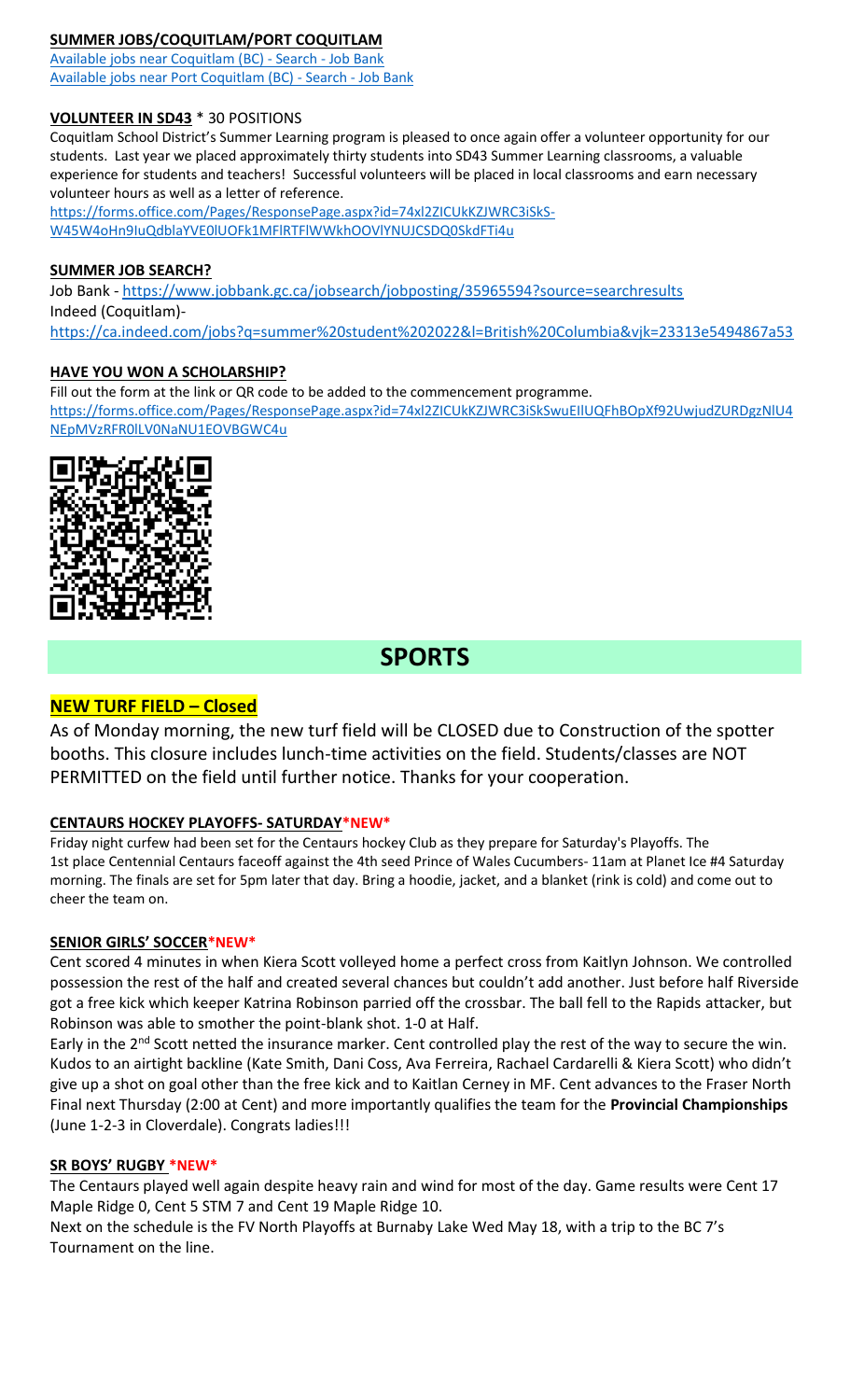**SUMMER JOBS/COQUITLAM/PORT COQUITLAM**

Available jobs near Coquitlam (BC) - Search - Job Bank
Available jobs near Port Coquitlam (BC) - Search - Job Bank

**VOLUNTEER IN SD43** * 30 POSITIONS

Coquitlam School District's Summer Learning program is pleased to once again offer a volunteer opportunity for our students. Last year we placed approximately thirty students into SD43 Summer Learning classrooms, a valuable experience for students and teachers! Successful volunteers will be placed in local classrooms and earn necessary volunteer hours as well as a letter of reference.
https://forms.office.com/Pages/ResponsePage.aspx?id=74xl2ZICUkKZJWRC3iSkS-W45W4oHn9IuQdblaYVE0lUOFk1MFlRTFlWWkhOOVlYNUJCSDQ0SkdFTi4u

**SUMMER JOB SEARCH?**

Job Bank - https://www.jobbank.gc.ca/jobsearch/jobposting/35965594?source=searchresults
Indeed (Coquitlam)-
https://ca.indeed.com/jobs?q=summer%20student%202022&l=British%20Columbia&vjk=23313e5494867a53

**HAVE YOU WON A SCHOLARSHIP?**

Fill out the form at the link or QR code to be added to the commencement programme.
https://forms.office.com/Pages/ResponsePage.aspx?id=74xl2ZICUkKZJWRC3iSkSwuEIlUQFhBOpXf92UwjudZURDgzNlU4NEpMVzRFR0lLV0NaNU1EOVBGWC4u

# SPORTS

## NEW TURF FIELD – Closed

As of Monday morning, the new turf field will be CLOSED due to Construction of the spotter booths. This closure includes lunch-time activities on the field. Students/classes are NOT PERMITTED on the field until further notice. Thanks for your cooperation.

**CENTAURS HOCKEY PLAYOFFS- SATURDAY*NEW***

Friday night curfew had been set for the Centaurs hockey Club as they prepare for Saturday's Playoffs. The 1st place Centennial Centaurs faceoff against the 4th seed Prince of Wales Cucumbers- 11am at Planet Ice #4 Saturday morning. The finals are set for 5pm later that day. Bring a hoodie, jacket, and a blanket (rink is cold) and come out to cheer the team on.

**SENIOR GIRLS' SOCCER*NEW***

Cent scored 4 minutes in when Kiera Scott volleyed home a perfect cross from Kaitlyn Johnson. We controlled possession the rest of the half and created several chances but couldn't add another. Just before half Riverside got a free kick which keeper Katrina Robinson parried off the crossbar. The ball fell to the Rapids attacker, but Robinson was able to smother the point-blank shot. 1-0 at Half.

Early in the 2nd Scott netted the insurance marker. Cent controlled play the rest of the way to secure the win. Kudos to an airtight backline (Kate Smith, Dani Coss, Ava Ferreira, Rachael Cardarelli & Kiera Scott) who didn't give up a shot on goal other than the free kick and to Kaitlan Cerney in MF. Cent advances to the Fraser North Final next Thursday (2:00 at Cent) and more importantly qualifies the team for the **Provincial Championships** (June 1-2-3 in Cloverdale). Congrats ladies!!!

**SR BOYS' RUGBY *NEW***

The Centaurs played well again despite heavy rain and wind for most of the day. Game results were Cent 17 Maple Ridge 0, Cent 5 STM 7 and Cent 19 Maple Ridge 10.

Next on the schedule is the FV North Playoffs at Burnaby Lake Wed May 18, with a trip to the BC 7's Tournament on the line.